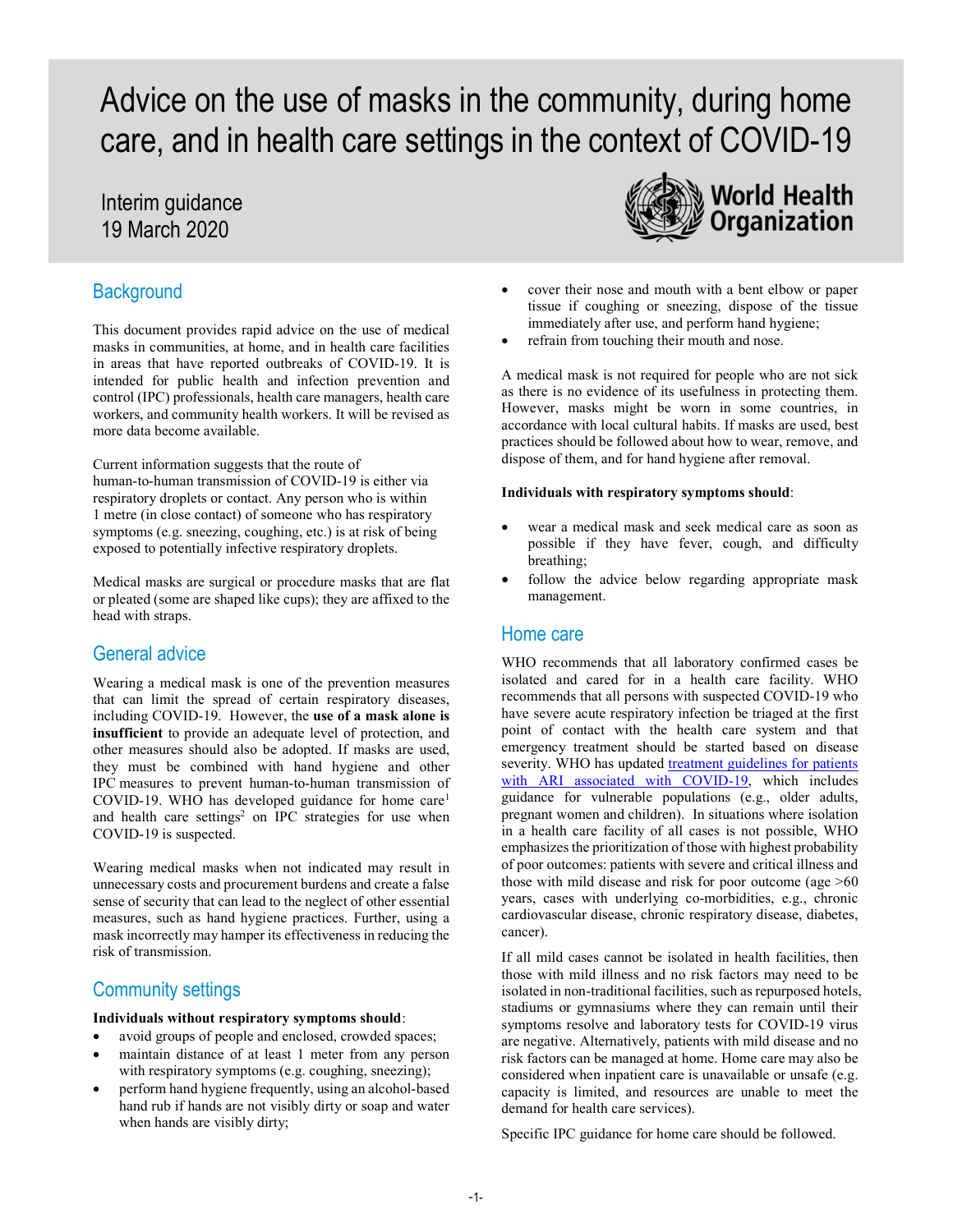# Advice on the use of masks in the community, during home care, and in health care settings in the context of COVID-19

Interim guidance
19 March 2020

## Background

This document provides rapid advice on the use of medical masks in communities, at home, and in health care facilities in areas that have reported outbreaks of COVID-19. It is intended for public health and infection prevention and control (IPC) professionals, health care managers, health care workers, and community health workers. It will be revised as more data become available.

Current information suggests that the route of human-to-human transmission of COVID-19 is either via respiratory droplets or contact. Any person who is within 1 metre (in close contact) of someone who has respiratory symptoms (e.g. sneezing, coughing, etc.) is at risk of being exposed to potentially infective respiratory droplets.

Medical masks are surgical or procedure masks that are flat or pleated (some are shaped like cups); they are affixed to the head with straps.

## General advice

Wearing a medical mask is one of the prevention measures that can limit the spread of certain respiratory diseases, including COVID-19. However, the **use of a mask alone is insufficient** to provide an adequate level of protection, and other measures should also be adopted. If masks are used, they must be combined with hand hygiene and other IPC measures to prevent human-to-human transmission of COVID-19. WHO has developed guidance for home care[1] and health care settings[2] on IPC strategies for use when COVID-19 is suspected.

Wearing medical masks when not indicated may result in unnecessary costs and procurement burdens and create a false sense of security that can lead to the neglect of other essential measures, such as hand hygiene practices. Further, using a mask incorrectly may hamper its effectiveness in reducing the risk of transmission.

## Community settings

**Individuals without respiratory symptoms should**:

- avoid groups of people and enclosed, crowded spaces;
- maintain distance of at least 1 meter from any person with respiratory symptoms (e.g. coughing, sneezing);
- perform hand hygiene frequently, using an alcohol-based hand rub if hands are not visibly dirty or soap and water when hands are visibly dirty;
- cover their nose and mouth with a bent elbow or paper tissue if coughing or sneezing, dispose of the tissue immediately after use, and perform hand hygiene;
- refrain from touching their mouth and nose.

A medical mask is not required for people who are not sick as there is no evidence of its usefulness in protecting them. However, masks might be worn in some countries, in accordance with local cultural habits. If masks are used, best practices should be followed about how to wear, remove, and dispose of them, and for hand hygiene after removal.

**Individuals with respiratory symptoms should**:

- wear a medical mask and seek medical care as soon as possible if they have fever, cough, and difficulty breathing;
- follow the advice below regarding appropriate mask management.

## Home care

WHO recommends that all laboratory confirmed cases be isolated and cared for in a health care facility. WHO recommends that all persons with suspected COVID-19 who have severe acute respiratory infection be triaged at the first point of contact with the health care system and that emergency treatment should be started based on disease severity. WHO has updated treatment guidelines for patients with ARI associated with COVID-19, which includes guidance for vulnerable populations (e.g., older adults, pregnant women and children). In situations where isolation in a health care facility of all cases is not possible, WHO emphasizes the prioritization of those with highest probability of poor outcomes: patients with severe and critical illness and those with mild disease and risk for poor outcome (age >60 years, cases with underlying co-morbidities, e.g., chronic cardiovascular disease, chronic respiratory disease, diabetes, cancer).

If all mild cases cannot be isolated in health facilities, then those with mild illness and no risk factors may need to be isolated in non-traditional facilities, such as repurposed hotels, stadiums or gymnasiums where they can remain until their symptoms resolve and laboratory tests for COVID-19 virus are negative. Alternatively, patients with mild disease and no risk factors can be managed at home. Home care may also be considered when inpatient care is unavailable or unsafe (e.g. capacity is limited, and resources are unable to meet the demand for health care services).

Specific IPC guidance for home care should be followed.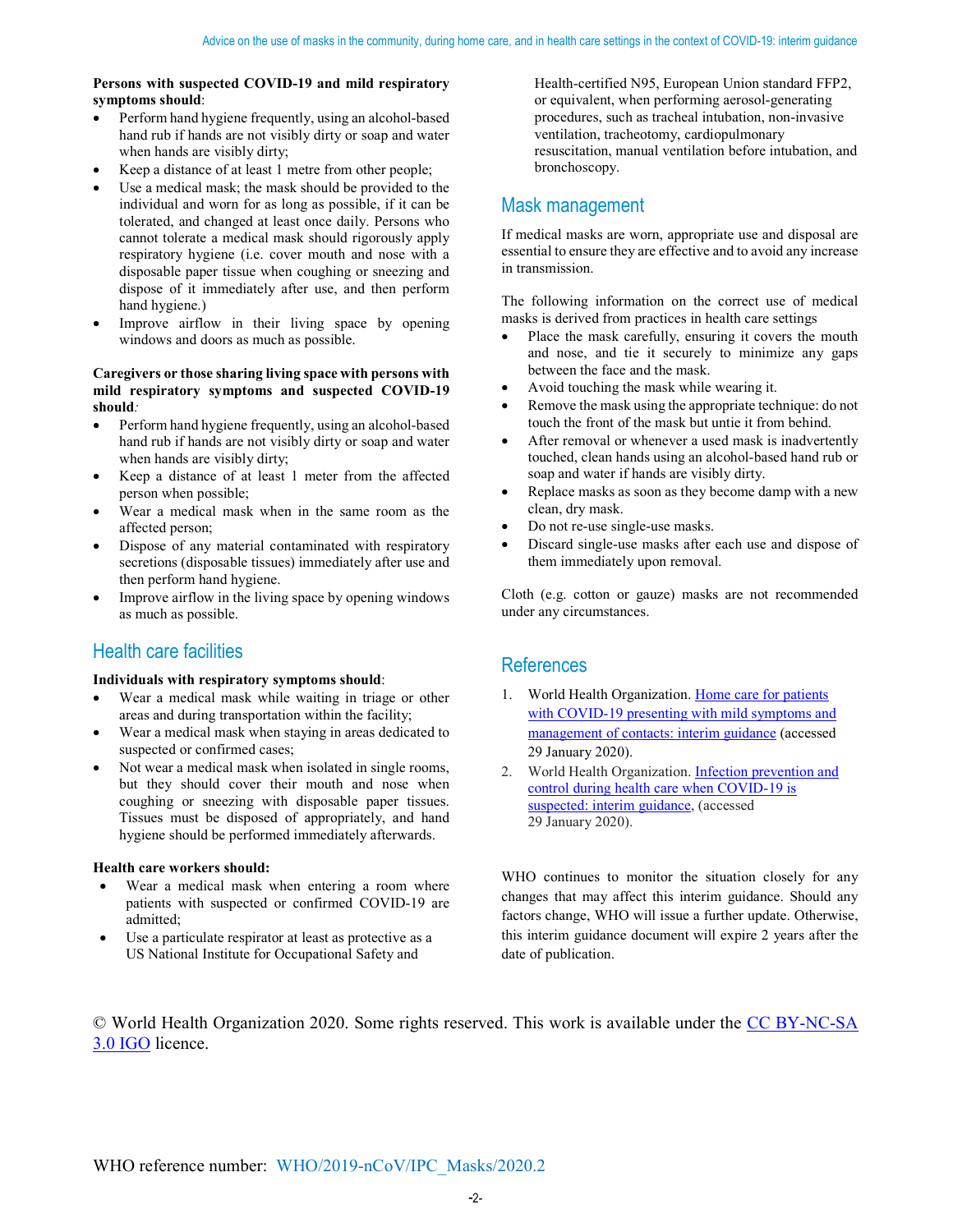**Persons with suspected COVID-19 and mild respiratory symptoms should**:

- Perform hand hygiene frequently, using an alcohol-based hand rub if hands are not visibly dirty or soap and water when hands are visibly dirty;
- Keep a distance of at least 1 metre from other people;
- Use a medical mask; the mask should be provided to the individual and worn for as long as possible, if it can be tolerated, and changed at least once daily. Persons who cannot tolerate a medical mask should rigorously apply respiratory hygiene (i.e. cover mouth and nose with a disposable paper tissue when coughing or sneezing and dispose of it immediately after use, and then perform hand hygiene.)
- Improve airflow in their living space by opening windows and doors as much as possible.

**Caregivers or those sharing living space with persons with mild respiratory symptoms and suspected COVID-19 should**:

- Perform hand hygiene frequently, using an alcohol-based hand rub if hands are not visibly dirty or soap and water when hands are visibly dirty;
- Keep a distance of at least 1 meter from the affected person when possible;
- Wear a medical mask when in the same room as the affected person;
- Dispose of any material contaminated with respiratory secretions (disposable tissues) immediately after use and then perform hand hygiene.
- Improve airflow in the living space by opening windows as much as possible.

## Health care facilities

**Individuals with respiratory symptoms should**:

- Wear a medical mask while waiting in triage or other areas and during transportation within the facility;
- Wear a medical mask when staying in areas dedicated to suspected or confirmed cases;
- Not wear a medical mask when isolated in single rooms, but they should cover their mouth and nose when coughing or sneezing with disposable paper tissues. Tissues must be disposed of appropriately, and hand hygiene should be performed immediately afterwards.

**Health care workers should:**

- Wear a medical mask when entering a room where patients with suspected or confirmed COVID-19 are admitted;
- Use a particulate respirator at least as protective as a US National Institute for Occupational Safety and Health-certified N95, European Union standard FFP2, or equivalent, when performing aerosol-generating procedures, such as tracheal intubation, non-invasive ventilation, tracheotomy, cardiopulmonary resuscitation, manual ventilation before intubation, and bronchoscopy.

## Mask management

If medical masks are worn, appropriate use and disposal are essential to ensure they are effective and to avoid any increase in transmission.

The following information on the correct use of medical masks is derived from practices in health care settings

- Place the mask carefully, ensuring it covers the mouth and nose, and tie it securely to minimize any gaps between the face and the mask.
- Avoid touching the mask while wearing it.
- Remove the mask using the appropriate technique: do not touch the front of the mask but untie it from behind.
- After removal or whenever a used mask is inadvertently touched, clean hands using an alcohol-based hand rub or soap and water if hands are visibly dirty.
- Replace masks as soon as they become damp with a new clean, dry mask.
- Do not re-use single-use masks.
- Discard single-use masks after each use and dispose of them immediately upon removal.

Cloth (e.g. cotton or gauze) masks are not recommended under any circumstances.

## References

1. World Health Organization. Home care for patients with COVID-19 presenting with mild symptoms and management of contacts: interim guidance (accessed 29 January 2020).
2. World Health Organization. Infection prevention and control during health care when COVID-19 is suspected: interim guidance, (accessed 29 January 2020).

WHO continues to monitor the situation closely for any changes that may affect this interim guidance. Should any factors change, WHO will issue a further update. Otherwise, this interim guidance document will expire 2 years after the date of publication.

© World Health Organization 2020. Some rights reserved. This work is available under the CC BY-NC-SA 3.0 IGO licence.

WHO reference number: WHO/2019-nCoV/IPC_Masks/2020.2